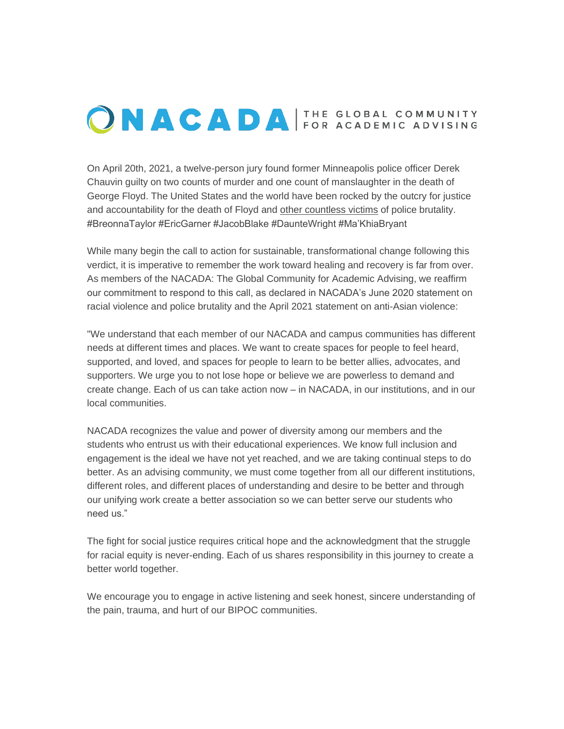NACADA | THE GLOBAL COMMUNITY FOR ACADEMIC ADVISING

On April 20th, 2021, a twelve-person jury found former Minneapolis police officer Derek Chauvin guilty on two counts of murder and one count of manslaughter in the death of George Floyd. The United States and the world have been rocked by the outcry for justice and accountability for the death of Floyd and other countless victims of police brutality. #BreonnaTaylor #EricGarner #JacobBlake #DaunteWright #Ma'KhiaBryant

While many begin the call to action for sustainable, transformational change following this verdict, it is imperative to remember the work toward healing and recovery is far from over. As members of the NACADA: The Global Community for Academic Advising, we reaffirm our commitment to respond to this call, as declared in NACADA's June 2020 statement on racial violence and police brutality and the April 2021 statement on anti-Asian violence:

"We understand that each member of our NACADA and campus communities has different needs at different times and places. We want to create spaces for people to feel heard, supported, and loved, and spaces for people to learn to be better allies, advocates, and supporters. We urge you to not lose hope or believe we are powerless to demand and create change. Each of us can take action now – in NACADA, in our institutions, and in our local communities.

NACADA recognizes the value and power of diversity among our members and the students who entrust us with their educational experiences. We know full inclusion and engagement is the ideal we have not yet reached, and we are taking continual steps to do better. As an advising community, we must come together from all our different institutions, different roles, and different places of understanding and desire to be better and through our unifying work create a better association so we can better serve our students who need us."

The fight for social justice requires critical hope and the acknowledgment that the struggle for racial equity is never-ending. Each of us shares responsibility in this journey to create a better world together.

We encourage you to engage in active listening and seek honest, sincere understanding of the pain, trauma, and hurt of our BIPOC communities.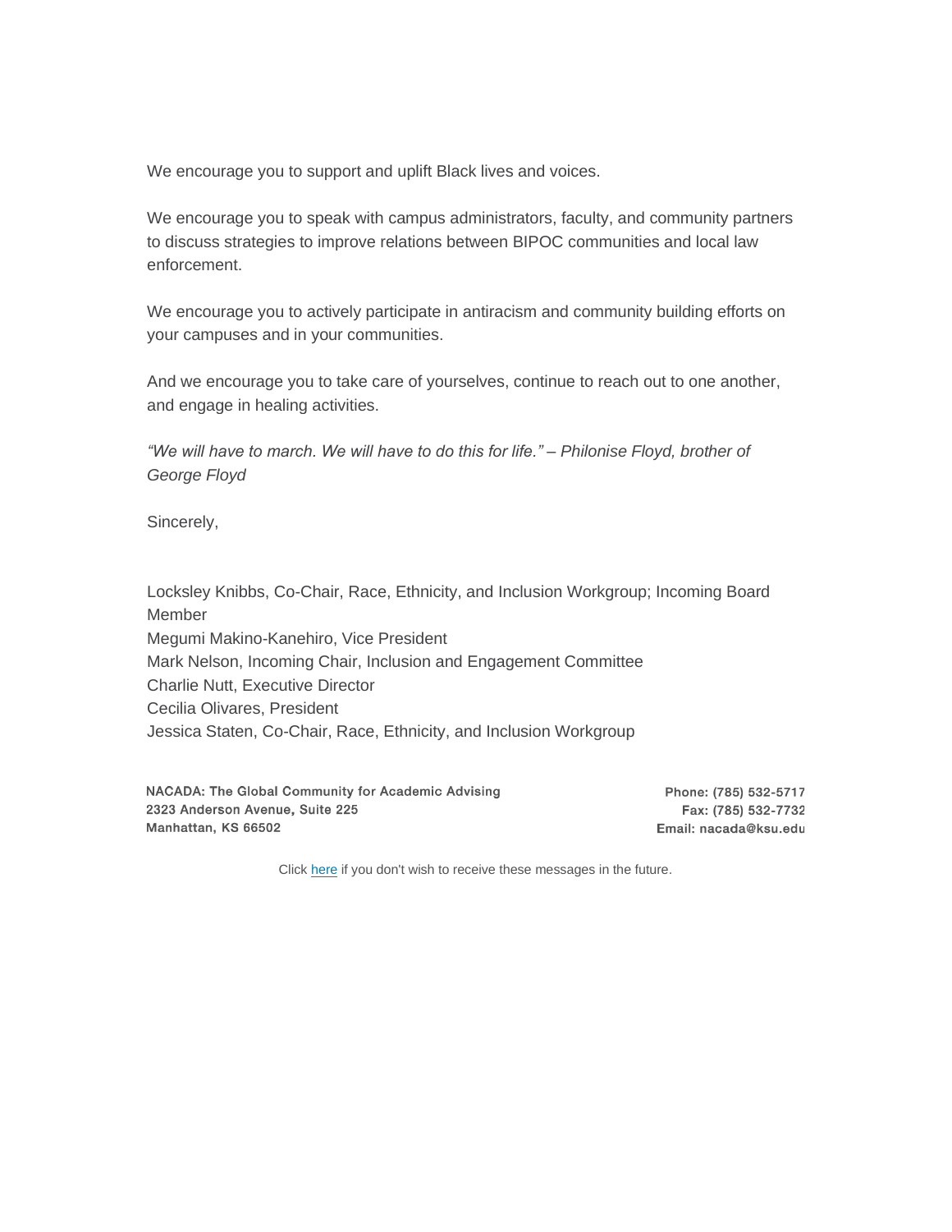We encourage you to support and uplift Black lives and voices.

We encourage you to speak with campus administrators, faculty, and community partners to discuss strategies to improve relations between BIPOC communities and local law enforcement.

We encourage you to actively participate in antiracism and community building efforts on your campuses and in your communities.

And we encourage you to take care of yourselves, continue to reach out to one another, and engage in healing activities.

*"We will have to march. We will have to do this for life." – Philonise Floyd, brother of George Floyd*

Sincerely,

Locksley Knibbs, Co-Chair, Race, Ethnicity, and Inclusion Workgroup; Incoming Board Member
Megumi Makino-Kanehiro, Vice President
Mark Nelson, Incoming Chair, Inclusion and Engagement Committee
Charlie Nutt, Executive Director
Cecilia Olivares, President
Jessica Staten, Co-Chair, Race, Ethnicity, and Inclusion Workgroup

NACADA: The Global Community for Academic Advising
2323 Anderson Avenue, Suite 225
Manhattan, KS 66502

Phone: (785) 532-5717
Fax: (785) 532-7732
Email: nacada@ksu.edu

Click here if you don't wish to receive these messages in the future.